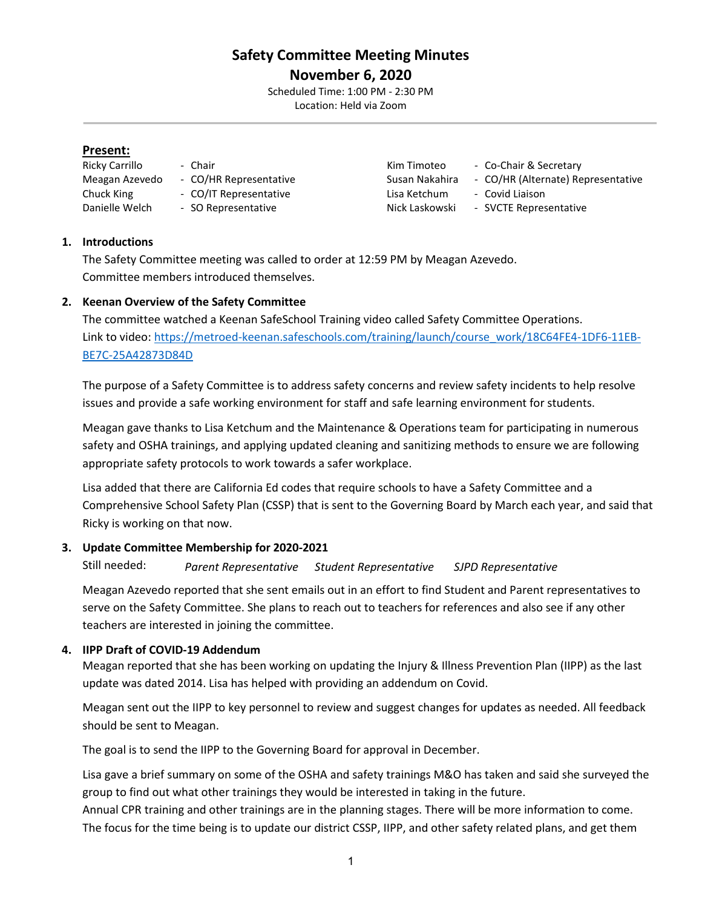# Safety Committee Meeting Minutes

## November 6, 2020

Scheduled Time: 1:00 PM - 2:30 PM
Location: Held via Zoom

---

### Present:

| | | | |
|---|---|---|---|
| Ricky Carrillo | - Chair | Kim Timoteo | - Co-Chair & Secretary |
| Meagan Azevedo | - CO/HR Representative | Susan Nakahira | - CO/HR (Alternate) Representative |
| Chuck King | - CO/IT Representative | Lisa Ketchum | - Covid Liaison |
| Danielle Welch | - SO Representative | Nick Laskowski | - SVCTE Representative |

1. **Introductions**

   The Safety Committee meeting was called to order at 12:59 PM by Meagan Azevedo.
   Committee members introduced themselves.

2. **Keenan Overview of the Safety Committee**

   The committee watched a Keenan SafeSchool Training video called Safety Committee Operations.
   Link to video: https://metroed-keenan.safeschools.com/training/launch/course_work/18C64FE4-1DF6-11EB-BE7C-25A42873D84D

   The purpose of a Safety Committee is to address safety concerns and review safety incidents to help resolve issues and provide a safe working environment for staff and safe learning environment for students.

   Meagan gave thanks to Lisa Ketchum and the Maintenance & Operations team for participating in numerous safety and OSHA trainings, and applying updated cleaning and sanitizing methods to ensure we are following appropriate safety protocols to work towards a safer workplace.

   Lisa added that there are California Ed codes that require schools to have a Safety Committee and a Comprehensive School Safety Plan (CSSP) that is sent to the Governing Board by March each year, and said that Ricky is working on that now.

3. **Update Committee Membership for 2020-2021**

   Still needed: *Parent Representative* *Student Representative* *SJPD Representative*

   Meagan Azevedo reported that she sent emails out in an effort to find Student and Parent representatives to serve on the Safety Committee. She plans to reach out to teachers for references and also see if any other teachers are interested in joining the committee.

4. **IIPP Draft of COVID-19 Addendum**

   Meagan reported that she has been working on updating the Injury & Illness Prevention Plan (IIPP) as the last update was dated 2014. Lisa has helped with providing an addendum on Covid.

   Meagan sent out the IIPP to key personnel to review and suggest changes for updates as needed. All feedback should be sent to Meagan.

   The goal is to send the IIPP to the Governing Board for approval in December.

   Lisa gave a brief summary on some of the OSHA and safety trainings M&O has taken and said she surveyed the group to find out what other trainings they would be interested in taking in the future.
   Annual CPR training and other trainings are in the planning stages. There will be more information to come.
   The focus for the time being is to update our district CSSP, IIPP, and other safety related plans, and get them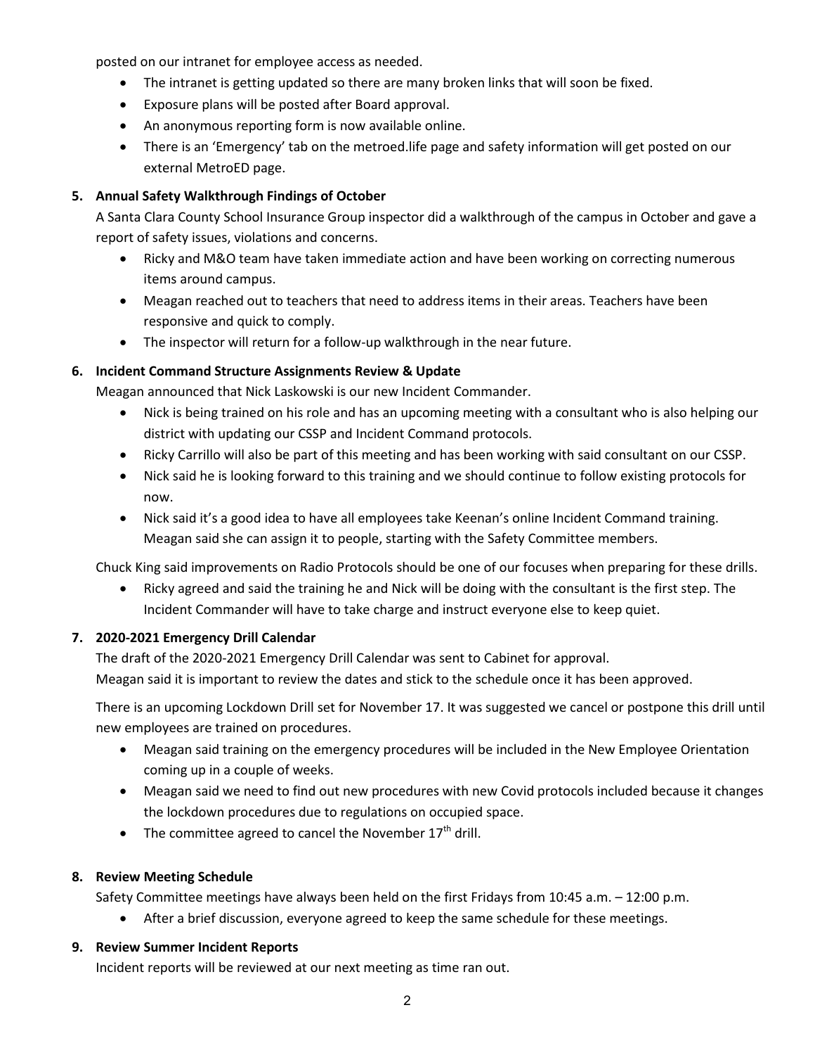posted on our intranet for employee access as needed.

- The intranet is getting updated so there are many broken links that will soon be fixed.
- Exposure plans will be posted after Board approval.
- An anonymous reporting form is now available online.
- There is an 'Emergency' tab on the metroed.life page and safety information will get posted on our external MetroED page.

**5. Annual Safety Walkthrough Findings of October**

A Santa Clara County School Insurance Group inspector did a walkthrough of the campus in October and gave a report of safety issues, violations and concerns.

- Ricky and M&O team have taken immediate action and have been working on correcting numerous items around campus.
- Meagan reached out to teachers that need to address items in their areas. Teachers have been responsive and quick to comply.
- The inspector will return for a follow-up walkthrough in the near future.

**6. Incident Command Structure Assignments Review & Update**

Meagan announced that Nick Laskowski is our new Incident Commander.

- Nick is being trained on his role and has an upcoming meeting with a consultant who is also helping our district with updating our CSSP and Incident Command protocols.
- Ricky Carrillo will also be part of this meeting and has been working with said consultant on our CSSP.
- Nick said he is looking forward to this training and we should continue to follow existing protocols for now.
- Nick said it's a good idea to have all employees take Keenan's online Incident Command training. Meagan said she can assign it to people, starting with the Safety Committee members.

Chuck King said improvements on Radio Protocols should be one of our focuses when preparing for these drills.

- Ricky agreed and said the training he and Nick will be doing with the consultant is the first step. The Incident Commander will have to take charge and instruct everyone else to keep quiet.

**7. 2020-2021 Emergency Drill Calendar**

The draft of the 2020-2021 Emergency Drill Calendar was sent to Cabinet for approval.
Meagan said it is important to review the dates and stick to the schedule once it has been approved.

There is an upcoming Lockdown Drill set for November 17. It was suggested we cancel or postpone this drill until new employees are trained on procedures.

- Meagan said training on the emergency procedures will be included in the New Employee Orientation coming up in a couple of weeks.
- Meagan said we need to find out new procedures with new Covid protocols included because it changes the lockdown procedures due to regulations on occupied space.
- The committee agreed to cancel the November 17th drill.

**8. Review Meeting Schedule**

Safety Committee meetings have always been held on the first Fridays from 10:45 a.m. – 12:00 p.m.

- After a brief discussion, everyone agreed to keep the same schedule for these meetings.

**9. Review Summer Incident Reports**

Incident reports will be reviewed at our next meeting as time ran out.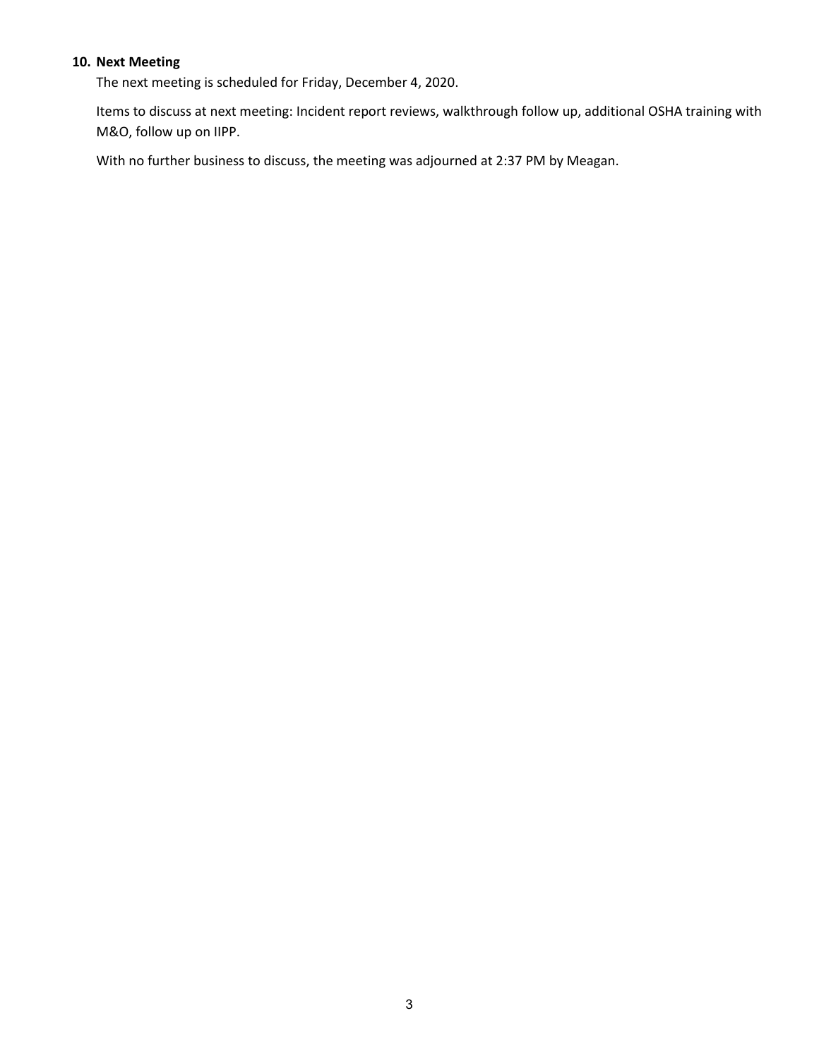**10. Next Meeting**

The next meeting is scheduled for Friday, December 4, 2020.

Items to discuss at next meeting: Incident report reviews, walkthrough follow up, additional OSHA training with M&O, follow up on IIPP.

With no further business to discuss, the meeting was adjourned at 2:37 PM by Meagan.